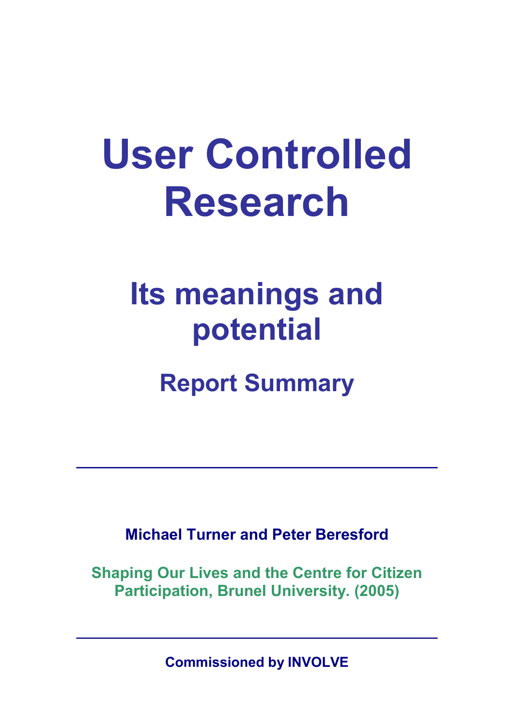# User Controlled Research

## Its meanings and potential

### Report Summary

---

**Michael Turner and Peter Beresford**

**Shaping Our Lives and the Centre for Citizen Participation, Brunel University. (2005)**

---

**Commissioned by INVOLVE**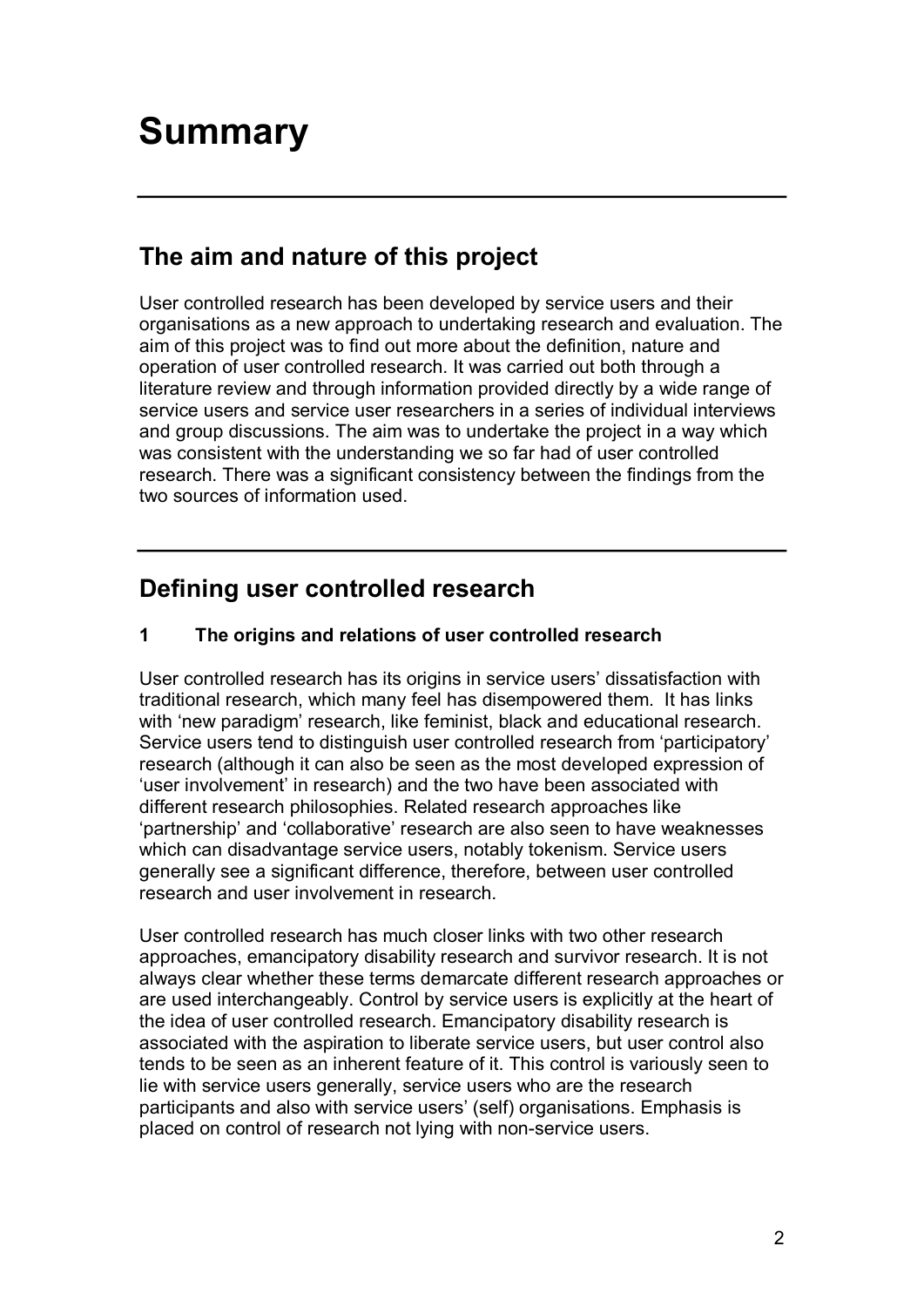# Summary

## The aim and nature of this project

User controlled research has been developed by service users and their organisations as a new approach to undertaking research and evaluation. The aim of this project was to find out more about the definition, nature and operation of user controlled research. It was carried out both through a literature review and through information provided directly by a wide range of service users and service user researchers in a series of individual interviews and group discussions. The aim was to undertake the project in a way which was consistent with the understanding we so far had of user controlled research. There was a significant consistency between the findings from the two sources of information used.

## Defining user controlled research

**1 The origins and relations of user controlled research**

User controlled research has its origins in service users' dissatisfaction with traditional research, which many feel has disempowered them. It has links with 'new paradigm' research, like feminist, black and educational research. Service users tend to distinguish user controlled research from 'participatory' research (although it can also be seen as the most developed expression of 'user involvement' in research) and the two have been associated with different research philosophies. Related research approaches like 'partnership' and 'collaborative' research are also seen to have weaknesses which can disadvantage service users, notably tokenism. Service users generally see a significant difference, therefore, between user controlled research and user involvement in research.

User controlled research has much closer links with two other research approaches, emancipatory disability research and survivor research. It is not always clear whether these terms demarcate different research approaches or are used interchangeably. Control by service users is explicitly at the heart of the idea of user controlled research. Emancipatory disability research is associated with the aspiration to liberate service users, but user control also tends to be seen as an inherent feature of it. This control is variously seen to lie with service users generally, service users who are the research participants and also with service users' (self) organisations. Emphasis is placed on control of research not lying with non-service users.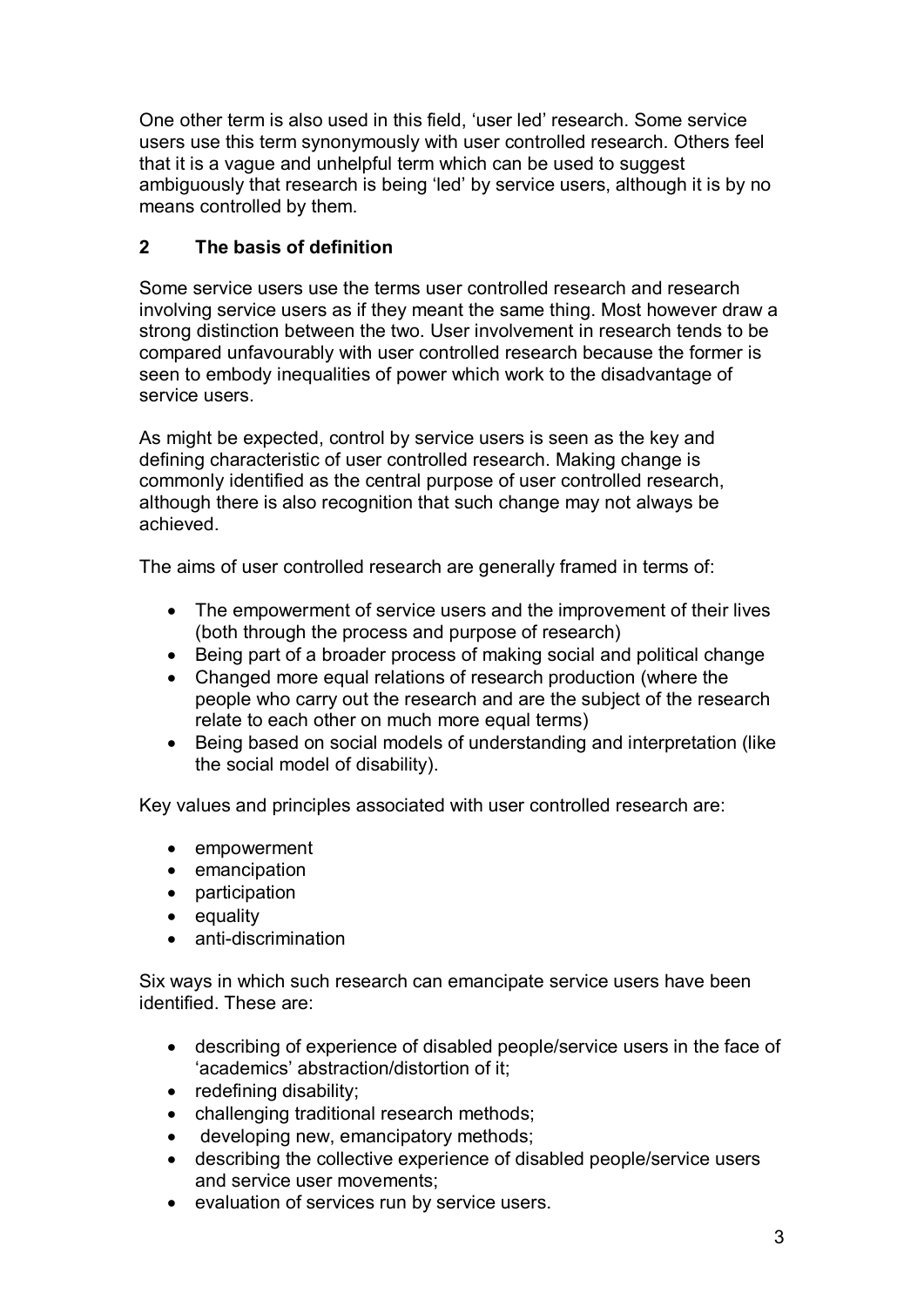One other term is also used in this field, 'user led' research. Some service users use this term synonymously with user controlled research. Others feel that it is a vague and unhelpful term which can be used to suggest ambiguously that research is being 'led' by service users, although it is by no means controlled by them.

## 2 The basis of definition

Some service users use the terms user controlled research and research involving service users as if they meant the same thing. Most however draw a strong distinction between the two. User involvement in research tends to be compared unfavourably with user controlled research because the former is seen to embody inequalities of power which work to the disadvantage of service users.

As might be expected, control by service users is seen as the key and defining characteristic of user controlled research. Making change is commonly identified as the central purpose of user controlled research, although there is also recognition that such change may not always be achieved.

The aims of user controlled research are generally framed in terms of:

- The empowerment of service users and the improvement of their lives (both through the process and purpose of research)
- Being part of a broader process of making social and political change
- Changed more equal relations of research production (where the people who carry out the research and are the subject of the research relate to each other on much more equal terms)
- Being based on social models of understanding and interpretation (like the social model of disability).

Key values and principles associated with user controlled research are:

- empowerment
- emancipation
- participation
- equality
- anti-discrimination

Six ways in which such research can emancipate service users have been identified. These are:

- describing of experience of disabled people/service users in the face of 'academics' abstraction/distortion of it;
- redefining disability;
- challenging traditional research methods;
- developing new, emancipatory methods;
- describing the collective experience of disabled people/service users and service user movements;
- evaluation of services run by service users.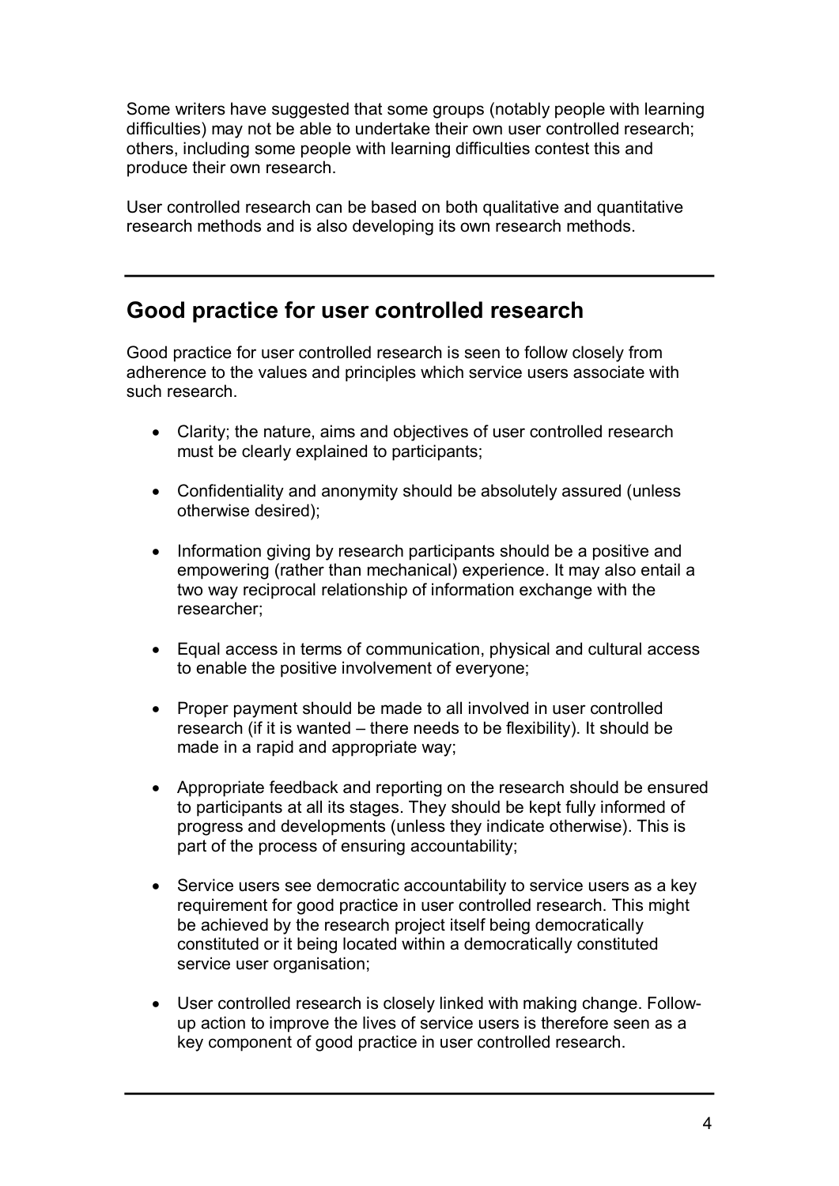Some writers have suggested that some groups (notably people with learning difficulties) may not be able to undertake their own user controlled research; others, including some people with learning difficulties contest this and produce their own research.

User controlled research can be based on both qualitative and quantitative research methods and is also developing its own research methods.

---

## Good practice for user controlled research

Good practice for user controlled research is seen to follow closely from adherence to the values and principles which service users associate with such research.

- Clarity; the nature, aims and objectives of user controlled research must be clearly explained to participants;

- Confidentiality and anonymity should be absolutely assured (unless otherwise desired);

- Information giving by research participants should be a positive and empowering (rather than mechanical) experience. It may also entail a two way reciprocal relationship of information exchange with the researcher;

- Equal access in terms of communication, physical and cultural access to enable the positive involvement of everyone;

- Proper payment should be made to all involved in user controlled research (if it is wanted – there needs to be flexibility). It should be made in a rapid and appropriate way;

- Appropriate feedback and reporting on the research should be ensured to participants at all its stages. They should be kept fully informed of progress and developments (unless they indicate otherwise). This is part of the process of ensuring accountability;

- Service users see democratic accountability to service users as a key requirement for good practice in user controlled research. This might be achieved by the research project itself being democratically constituted or it being located within a democratically constituted service user organisation;

- User controlled research is closely linked with making change. Follow-up action to improve the lives of service users is therefore seen as a key component of good practice in user controlled research.

---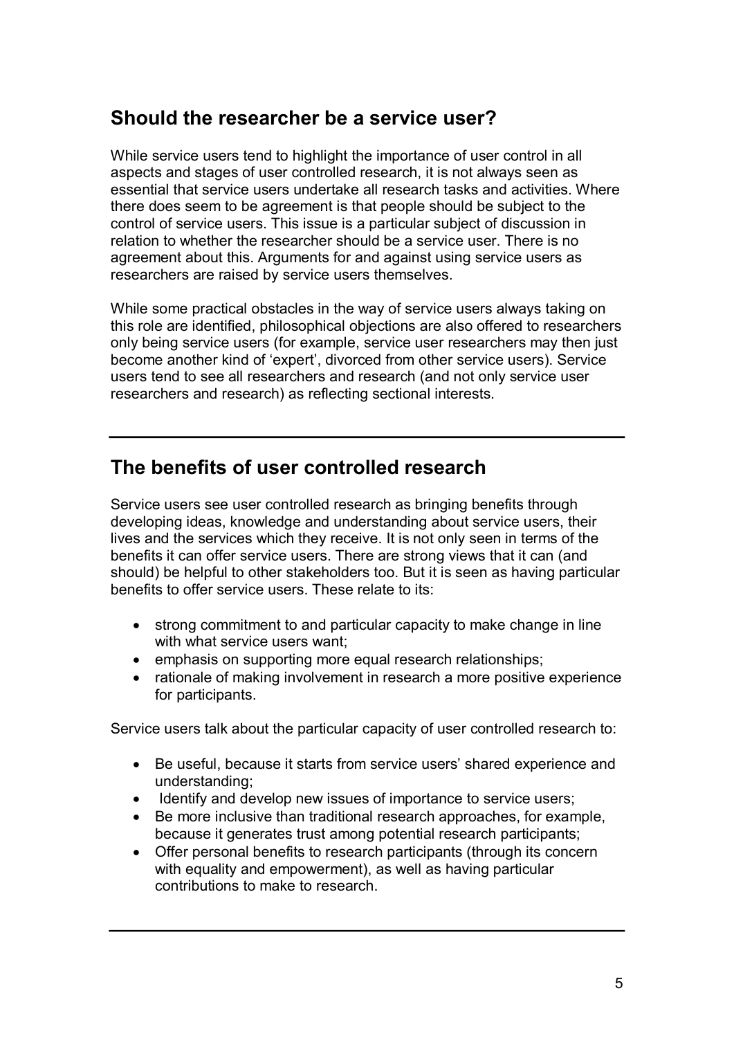## Should the researcher be a service user?

While service users tend to highlight the importance of user control in all aspects and stages of user controlled research, it is not always seen as essential that service users undertake all research tasks and activities. Where there does seem to be agreement is that people should be subject to the control of service users. This issue is a particular subject of discussion in relation to whether the researcher should be a service user. There is no agreement about this. Arguments for and against using service users as researchers are raised by service users themselves.

While some practical obstacles in the way of service users always taking on this role are identified, philosophical objections are also offered to researchers only being service users (for example, service user researchers may then just become another kind of 'expert', divorced from other service users). Service users tend to see all researchers and research (and not only service user researchers and research) as reflecting sectional interests.

---

## The benefits of user controlled research

Service users see user controlled research as bringing benefits through developing ideas, knowledge and understanding about service users, their lives and the services which they receive. It is not only seen in terms of the benefits it can offer service users. There are strong views that it can (and should) be helpful to other stakeholders too. But it is seen as having particular benefits to offer service users. These relate to its:

- strong commitment to and particular capacity to make change in line with what service users want;
- emphasis on supporting more equal research relationships;
- rationale of making involvement in research a more positive experience for participants.

Service users talk about the particular capacity of user controlled research to:

- Be useful, because it starts from service users' shared experience and understanding;
- Identify and develop new issues of importance to service users;
- Be more inclusive than traditional research approaches, for example, because it generates trust among potential research participants;
- Offer personal benefits to research participants (through its concern with equality and empowerment), as well as having particular contributions to make to research.

---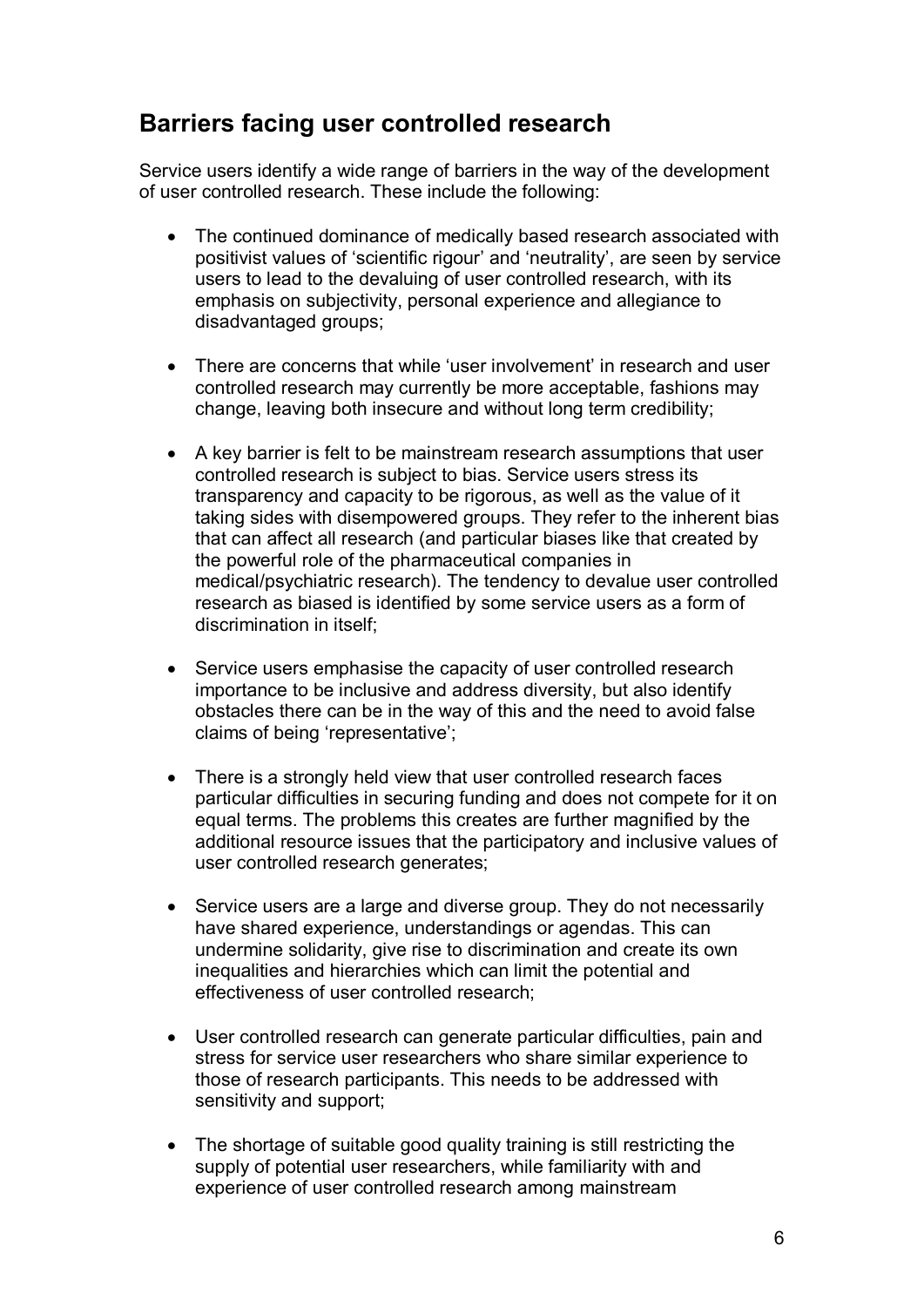## Barriers facing user controlled research

Service users identify a wide range of barriers in the way of the development of user controlled research. These include the following:

- The continued dominance of medically based research associated with positivist values of 'scientific rigour' and 'neutrality', are seen by service users to lead to the devaluing of user controlled research, with its emphasis on subjectivity, personal experience and allegiance to disadvantaged groups;

- There are concerns that while 'user involvement' in research and user controlled research may currently be more acceptable, fashions may change, leaving both insecure and without long term credibility;

- A key barrier is felt to be mainstream research assumptions that user controlled research is subject to bias. Service users stress its transparency and capacity to be rigorous, as well as the value of it taking sides with disempowered groups. They refer to the inherent bias that can affect all research (and particular biases like that created by the powerful role of the pharmaceutical companies in medical/psychiatric research). The tendency to devalue user controlled research as biased is identified by some service users as a form of discrimination in itself;

- Service users emphasise the capacity of user controlled research importance to be inclusive and address diversity, but also identify obstacles there can be in the way of this and the need to avoid false claims of being 'representative';

- There is a strongly held view that user controlled research faces particular difficulties in securing funding and does not compete for it on equal terms. The problems this creates are further magnified by the additional resource issues that the participatory and inclusive values of user controlled research generates;

- Service users are a large and diverse group. They do not necessarily have shared experience, understandings or agendas. This can undermine solidarity, give rise to discrimination and create its own inequalities and hierarchies which can limit the potential and effectiveness of user controlled research;

- User controlled research can generate particular difficulties, pain and stress for service user researchers who share similar experience to those of research participants. This needs to be addressed with sensitivity and support;

- The shortage of suitable good quality training is still restricting the supply of potential user researchers, while familiarity with and experience of user controlled research among mainstream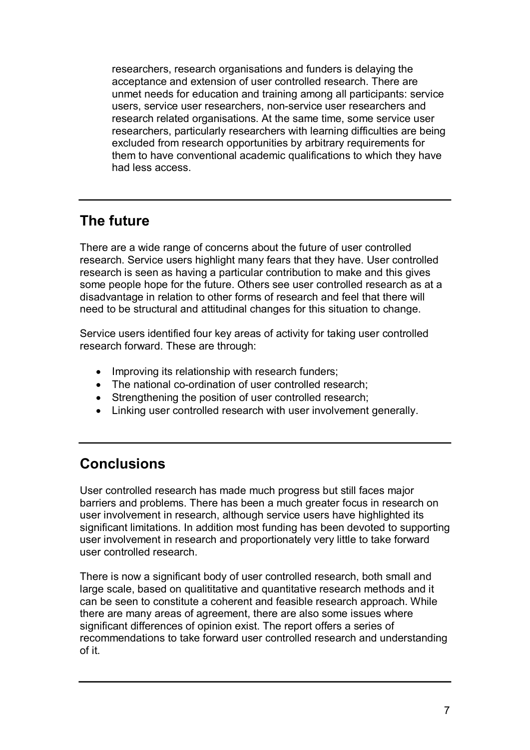researchers, research organisations and funders is delaying the acceptance and extension of user controlled research. There are unmet needs for education and training among all participants: service users, service user researchers, non-service user researchers and research related organisations. At the same time, some service user researchers, particularly researchers with learning difficulties are being excluded from research opportunities by arbitrary requirements for them to have conventional academic qualifications to which they have had less access.

---

## The future

There are a wide range of concerns about the future of user controlled research. Service users highlight many fears that they have. User controlled research is seen as having a particular contribution to make and this gives some people hope for the future. Others see user controlled research as at a disadvantage in relation to other forms of research and feel that there will need to be structural and attitudinal changes for this situation to change.

Service users identified four key areas of activity for taking user controlled research forward. These are through:

- Improving its relationship with research funders;
- The national co-ordination of user controlled research;
- Strengthening the position of user controlled research;
- Linking user controlled research with user involvement generally.

---

## Conclusions

User controlled research has made much progress but still faces major barriers and problems. There has been a much greater focus in research on user involvement in research, although service users have highlighted its significant limitations. In addition most funding has been devoted to supporting user involvement in research and proportionately very little to take forward user controlled research.

There is now a significant body of user controlled research, both small and large scale, based on qualititative and quantitative research methods and it can be seen to constitute a coherent and feasible research approach. While there are many areas of agreement, there are also some issues where significant differences of opinion exist. The report offers a series of recommendations to take forward user controlled research and understanding of it.

---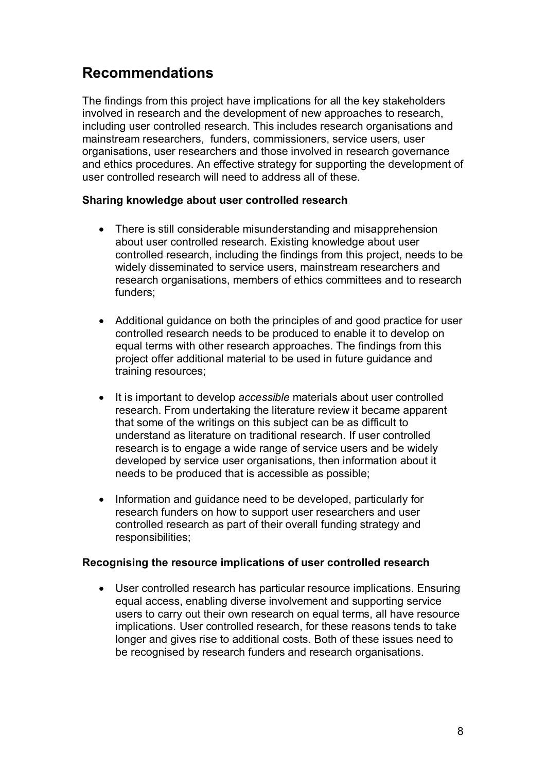## Recommendations

The findings from this project have implications for all the key stakeholders involved in research and the development of new approaches to research, including user controlled research. This includes research organisations and mainstream researchers, funders, commissioners, service users, user organisations, user researchers and those involved in research governance and ethics procedures. An effective strategy for supporting the development of user controlled research will need to address all of these.

**Sharing knowledge about user controlled research**

- There is still considerable misunderstanding and misapprehension about user controlled research. Existing knowledge about user controlled research, including the findings from this project, needs to be widely disseminated to service users, mainstream researchers and research organisations, members of ethics committees and to research funders;
- Additional guidance on both the principles of and good practice for user controlled research needs to be produced to enable it to develop on equal terms with other research approaches. The findings from this project offer additional material to be used in future guidance and training resources;
- It is important to develop *accessible* materials about user controlled research. From undertaking the literature review it became apparent that some of the writings on this subject can be as difficult to understand as literature on traditional research. If user controlled research is to engage a wide range of service users and be widely developed by service user organisations, then information about it needs to be produced that is accessible as possible;
- Information and guidance need to be developed, particularly for research funders on how to support user researchers and user controlled research as part of their overall funding strategy and responsibilities;

**Recognising the resource implications of user controlled research**

- User controlled research has particular resource implications. Ensuring equal access, enabling diverse involvement and supporting service users to carry out their own research on equal terms, all have resource implications. User controlled research, for these reasons tends to take longer and gives rise to additional costs. Both of these issues need to be recognised by research funders and research organisations.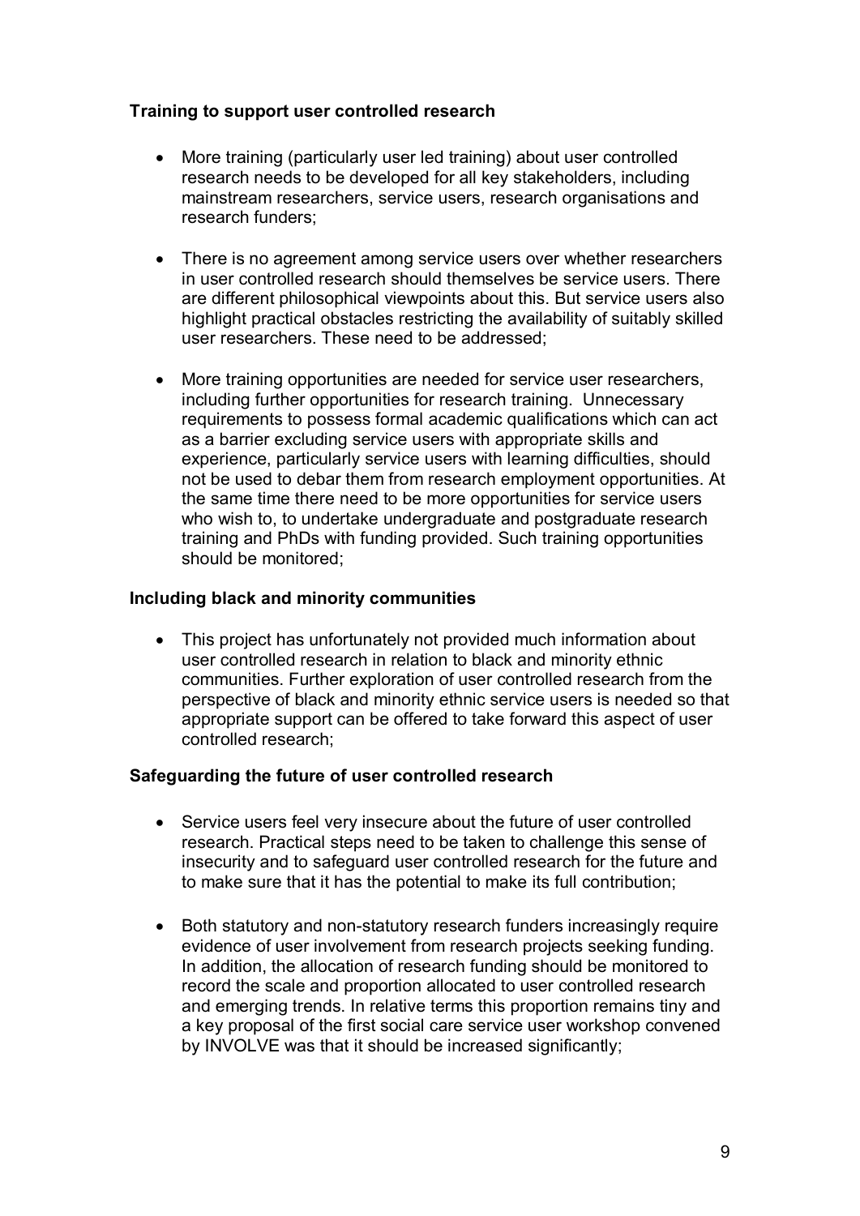**Training to support user controlled research**

- More training (particularly user led training) about user controlled research needs to be developed for all key stakeholders, including mainstream researchers, service users, research organisations and research funders;

- There is no agreement among service users over whether researchers in user controlled research should themselves be service users. There are different philosophical viewpoints about this. But service users also highlight practical obstacles restricting the availability of suitably skilled user researchers. These need to be addressed;

- More training opportunities are needed for service user researchers, including further opportunities for research training. Unnecessary requirements to possess formal academic qualifications which can act as a barrier excluding service users with appropriate skills and experience, particularly service users with learning difficulties, should not be used to debar them from research employment opportunities. At the same time there need to be more opportunities for service users who wish to, to undertake undergraduate and postgraduate research training and PhDs with funding provided. Such training opportunities should be monitored;

**Including black and minority communities**

- This project has unfortunately not provided much information about user controlled research in relation to black and minority ethnic communities. Further exploration of user controlled research from the perspective of black and minority ethnic service users is needed so that appropriate support can be offered to take forward this aspect of user controlled research;

**Safeguarding the future of user controlled research**

- Service users feel very insecure about the future of user controlled research. Practical steps need to be taken to challenge this sense of insecurity and to safeguard user controlled research for the future and to make sure that it has the potential to make its full contribution;

- Both statutory and non-statutory research funders increasingly require evidence of user involvement from research projects seeking funding. In addition, the allocation of research funding should be monitored to record the scale and proportion allocated to user controlled research and emerging trends. In relative terms this proportion remains tiny and a key proposal of the first social care service user workshop convened by INVOLVE was that it should be increased significantly;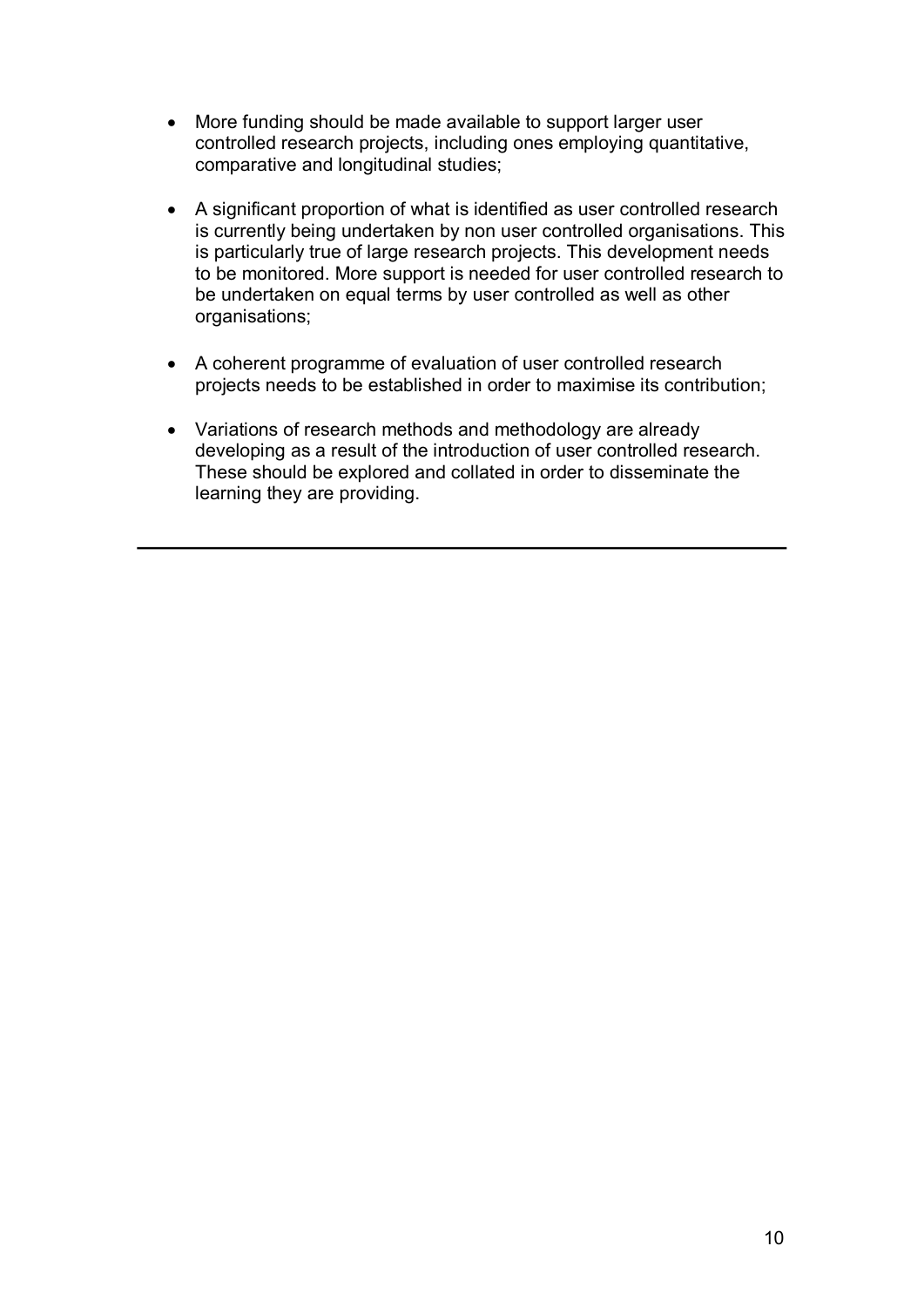- More funding should be made available to support larger user controlled research projects, including ones employing quantitative, comparative and longitudinal studies;

- A significant proportion of what is identified as user controlled research is currently being undertaken by non user controlled organisations. This is particularly true of large research projects. This development needs to be monitored. More support is needed for user controlled research to be undertaken on equal terms by user controlled as well as other organisations;

- A coherent programme of evaluation of user controlled research projects needs to be established in order to maximise its contribution;

- Variations of research methods and methodology are already developing as a result of the introduction of user controlled research. These should be explored and collated in order to disseminate the learning they are providing.

---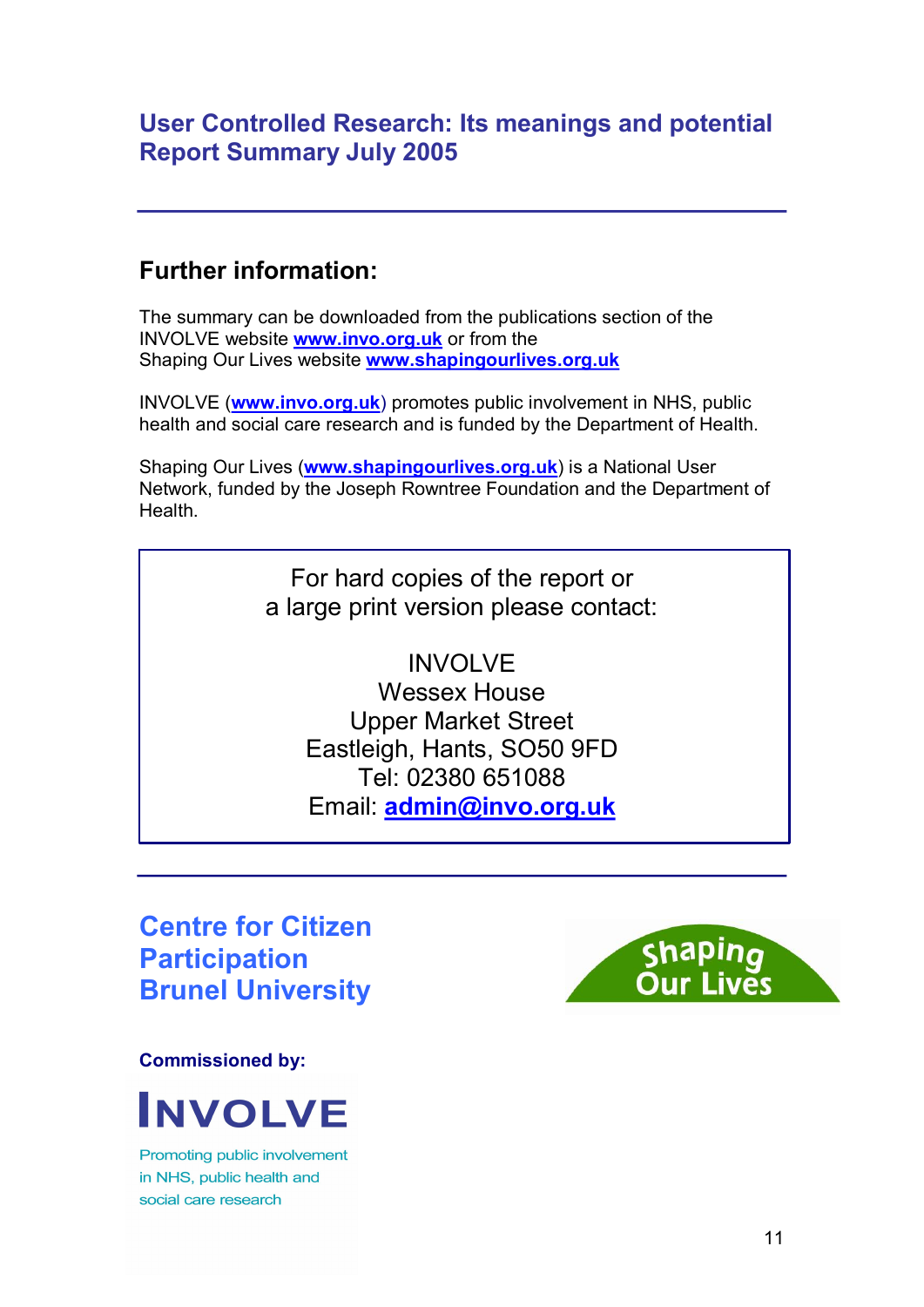# User Controlled Research: Its meanings and potential
# Report Summary July 2005

---

## Further information:

The summary can be downloaded from the publications section of the INVOLVE website **www.invo.org.uk** or from the Shaping Our Lives website **www.shapingourlives.org.uk**

INVOLVE (**www.invo.org.uk**) promotes public involvement in NHS, public health and social care research and is funded by the Department of Health.

Shaping Our Lives (**www.shapingourlives.org.uk**) is a National User Network, funded by the Joseph Rowntree Foundation and the Department of Health.

For hard copies of the report or
a large print version please contact:

INVOLVE
Wessex House
Upper Market Street
Eastleigh, Hants, SO50 9FD
Tel: 02380 651088
Email: **admin@invo.org.uk**

---

**Centre for Citizen Participation**
**Brunel University**

Shaping Our Lives

**Commissioned by:**

INVOLVE

Promoting public involvement in NHS, public health and social care research